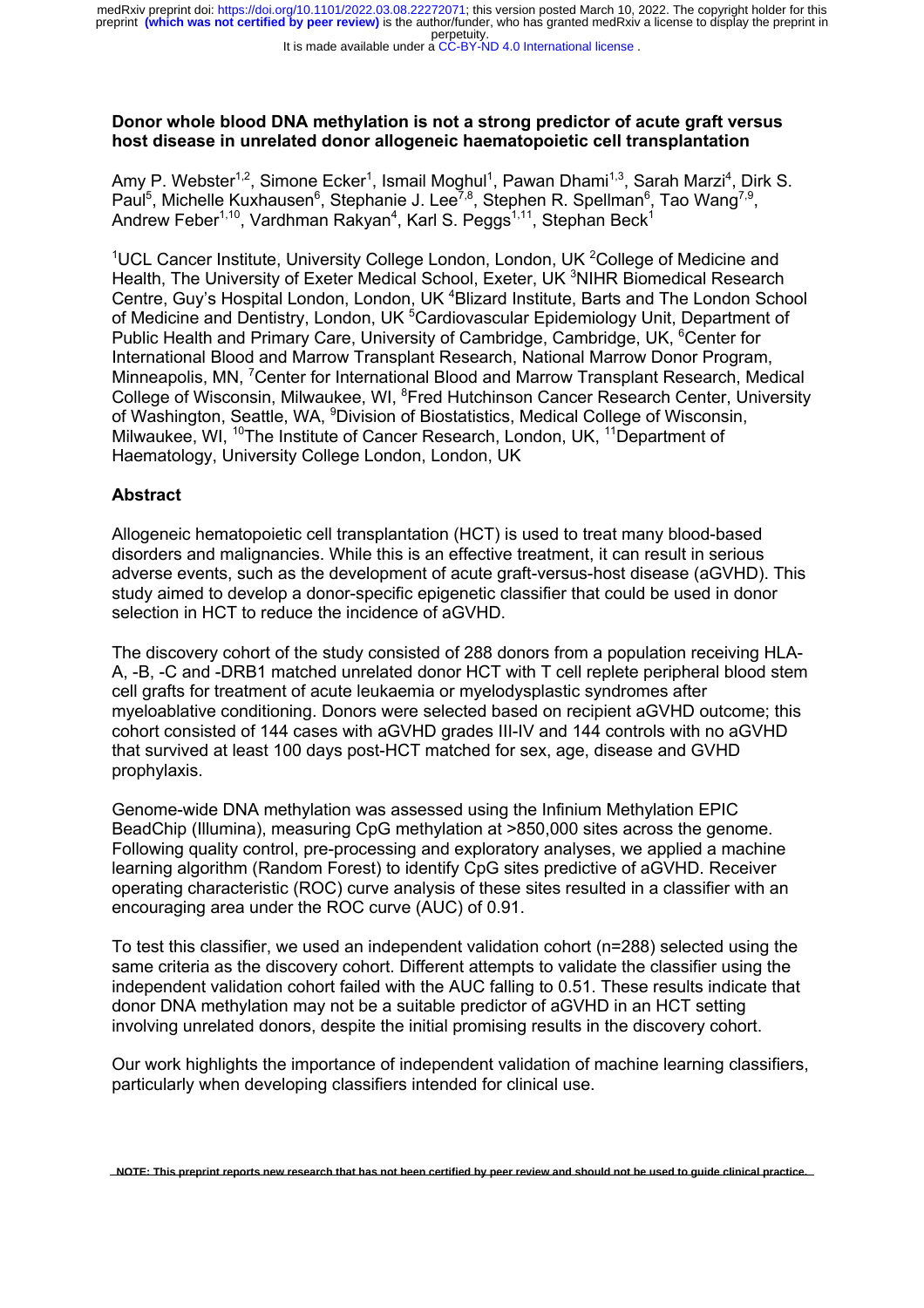**Donor whole blood DNA methylation is not a strong predictor of acute graft versus host disease in unrelated donor allogeneic haematopoietic cell transplantation**

Amy P. Webster[1,2], Simone Ecker[1], Ismail Moghul[1], Pawan Dhami[1,3], Sarah Marzi[4], Dirk S. Paul[5], Michelle Kuxhausen[6], Stephanie J. Lee[7,8], Stephen R. Spellman[6], Tao Wang[7,9], Andrew Feber[1,10], Vardhman Rakyan[4], Karl S. Peggs[1,11], Stephan Beck[1]

[1]UCL Cancer Institute, University College London, London, UK [2]College of Medicine and Health, The University of Exeter Medical School, Exeter, UK [3]NIHR Biomedical Research Centre, Guy's Hospital London, London, UK [4]Blizard Institute, Barts and The London School of Medicine and Dentistry, London, UK [5]Cardiovascular Epidemiology Unit, Department of Public Health and Primary Care, University of Cambridge, Cambridge, UK, [6]Center for International Blood and Marrow Transplant Research, National Marrow Donor Program, Minneapolis, MN, [7]Center for International Blood and Marrow Transplant Research, Medical College of Wisconsin, Milwaukee, WI, [8]Fred Hutchinson Cancer Research Center, University of Washington, Seattle, WA, [9]Division of Biostatistics, Medical College of Wisconsin, Milwaukee, WI, [10]The Institute of Cancer Research, London, UK, [11]Department of Haematology, University College London, London, UK

## Abstract

Allogeneic hematopoietic cell transplantation (HCT) is used to treat many blood-based disorders and malignancies. While this is an effective treatment, it can result in serious adverse events, such as the development of acute graft-versus-host disease (aGVHD). This study aimed to develop a donor-specific epigenetic classifier that could be used in donor selection in HCT to reduce the incidence of aGVHD.

The discovery cohort of the study consisted of 288 donors from a population receiving HLA-A, -B, -C and -DRB1 matched unrelated donor HCT with T cell replete peripheral blood stem cell grafts for treatment of acute leukaemia or myelodysplastic syndromes after myeloablative conditioning. Donors were selected based on recipient aGVHD outcome; this cohort consisted of 144 cases with aGVHD grades III-IV and 144 controls with no aGVHD that survived at least 100 days post-HCT matched for sex, age, disease and GVHD prophylaxis.

Genome-wide DNA methylation was assessed using the Infinium Methylation EPIC BeadChip (Illumina), measuring CpG methylation at >850,000 sites across the genome. Following quality control, pre-processing and exploratory analyses, we applied a machine learning algorithm (Random Forest) to identify CpG sites predictive of aGVHD. Receiver operating characteristic (ROC) curve analysis of these sites resulted in a classifier with an encouraging area under the ROC curve (AUC) of 0.91.

To test this classifier, we used an independent validation cohort (n=288) selected using the same criteria as the discovery cohort. Different attempts to validate the classifier using the independent validation cohort failed with the AUC falling to 0.51. These results indicate that donor DNA methylation may not be a suitable predictor of aGVHD in an HCT setting involving unrelated donors, despite the initial promising results in the discovery cohort.

Our work highlights the importance of independent validation of machine learning classifiers, particularly when developing classifiers intended for clinical use.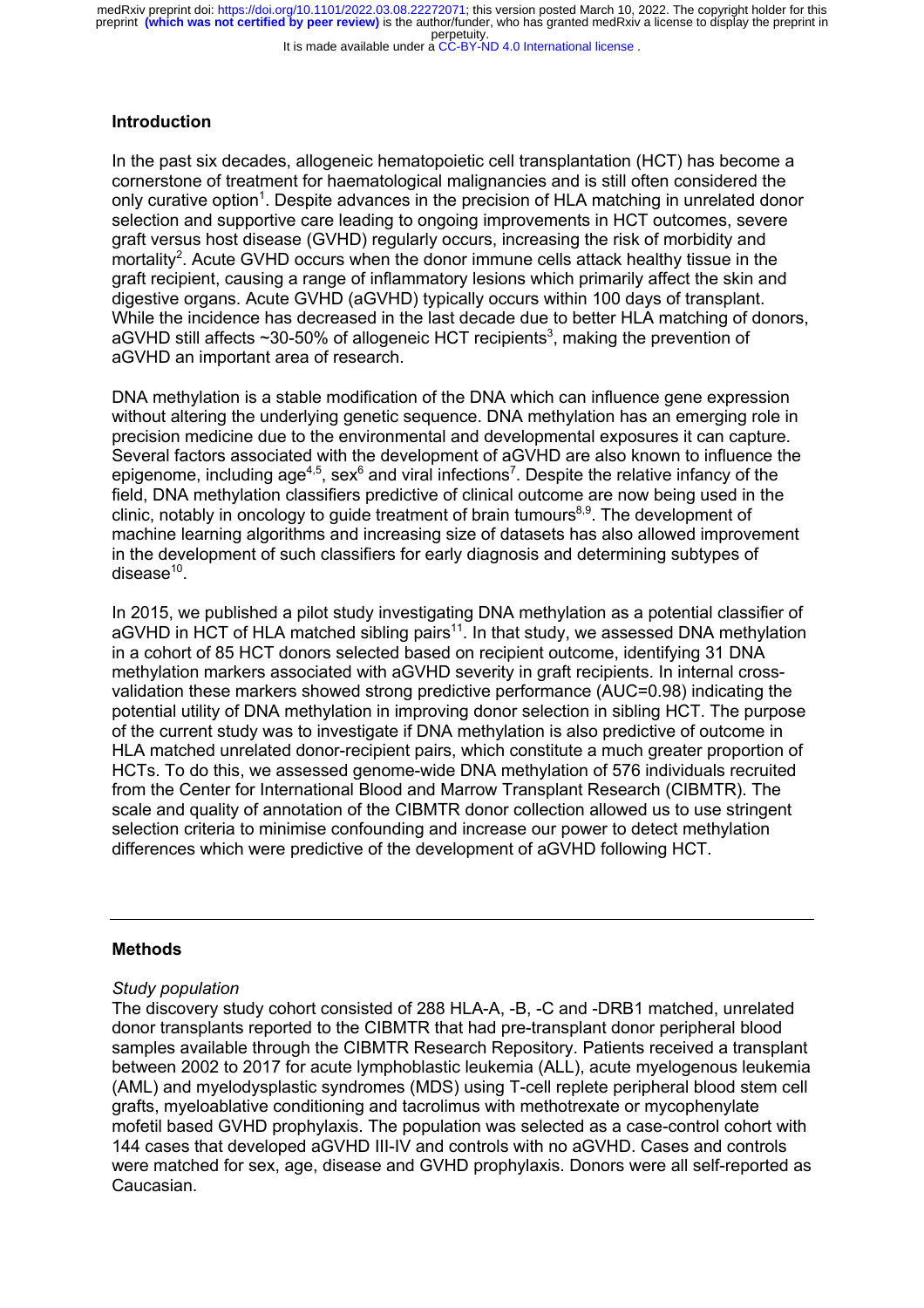## Introduction

In the past six decades, allogeneic hematopoietic cell transplantation (HCT) has become a cornerstone of treatment for haematological malignancies and is still often considered the only curative option[1]. Despite advances in the precision of HLA matching in unrelated donor selection and supportive care leading to ongoing improvements in HCT outcomes, severe graft versus host disease (GVHD) regularly occurs, increasing the risk of morbidity and mortality[2]. Acute GVHD occurs when the donor immune cells attack healthy tissue in the graft recipient, causing a range of inflammatory lesions which primarily affect the skin and digestive organs. Acute GVHD (aGVHD) typically occurs within 100 days of transplant. While the incidence has decreased in the last decade due to better HLA matching of donors, aGVHD still affects ~30-50% of allogeneic HCT recipients[3], making the prevention of aGVHD an important area of research.

DNA methylation is a stable modification of the DNA which can influence gene expression without altering the underlying genetic sequence. DNA methylation has an emerging role in precision medicine due to the environmental and developmental exposures it can capture. Several factors associated with the development of aGVHD are also known to influence the epigenome, including age[4,5], sex[6] and viral infections[7]. Despite the relative infancy of the field, DNA methylation classifiers predictive of clinical outcome are now being used in the clinic, notably in oncology to guide treatment of brain tumours[8,9]. The development of machine learning algorithms and increasing size of datasets has also allowed improvement in the development of such classifiers for early diagnosis and determining subtypes of disease[10].

In 2015, we published a pilot study investigating DNA methylation as a potential classifier of aGVHD in HCT of HLA matched sibling pairs[11]. In that study, we assessed DNA methylation in a cohort of 85 HCT donors selected based on recipient outcome, identifying 31 DNA methylation markers associated with aGVHD severity in graft recipients. In internal cross-validation these markers showed strong predictive performance (AUC=0.98) indicating the potential utility of DNA methylation in improving donor selection in sibling HCT. The purpose of the current study was to investigate if DNA methylation is also predictive of outcome in HLA matched unrelated donor-recipient pairs, which constitute a much greater proportion of HCTs. To do this, we assessed genome-wide DNA methylation of 576 individuals recruited from the Center for International Blood and Marrow Transplant Research (CIBMTR). The scale and quality of annotation of the CIBMTR donor collection allowed us to use stringent selection criteria to minimise confounding and increase our power to detect methylation differences which were predictive of the development of aGVHD following HCT.

---

## Methods

*Study population*

The discovery study cohort consisted of 288 HLA-A, -B, -C and -DRB1 matched, unrelated donor transplants reported to the CIBMTR that had pre-transplant donor peripheral blood samples available through the CIBMTR Research Repository. Patients received a transplant between 2002 to 2017 for acute lymphoblastic leukemia (ALL), acute myelogenous leukemia (AML) and myelodysplastic syndromes (MDS) using T-cell replete peripheral blood stem cell grafts, myeloablative conditioning and tacrolimus with methotrexate or mycophenylate mofetil based GVHD prophylaxis. The population was selected as a case-control cohort with 144 cases that developed aGVHD III-IV and controls with no aGVHD. Cases and controls were matched for sex, age, disease and GVHD prophylaxis. Donors were all self-reported as Caucasian.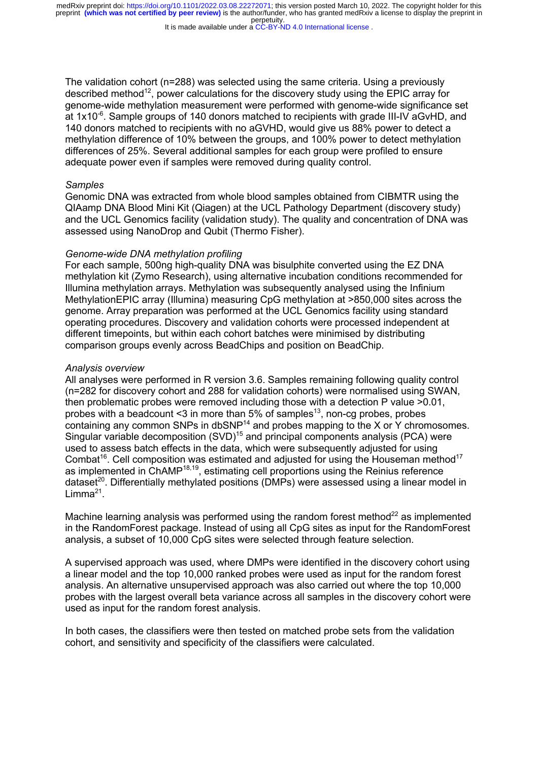The validation cohort (n=288) was selected using the same criteria. Using a previously described method[12], power calculations for the discovery study using the EPIC array for genome-wide methylation measurement were performed with genome-wide significance set at $1x10^{-6}$. Sample groups of 140 donors matched to recipients with grade III-IV aGvHD, and 140 donors matched to recipients with no aGVHD, would give us 88% power to detect a methylation difference of 10% between the groups, and 100% power to detect methylation differences of 25%. Several additional samples for each group were profiled to ensure adequate power even if samples were removed during quality control.

*Samples*

Genomic DNA was extracted from whole blood samples obtained from CIBMTR using the QIAamp DNA Blood Mini Kit (Qiagen) at the UCL Pathology Department (discovery study) and the UCL Genomics facility (validation study). The quality and concentration of DNA was assessed using NanoDrop and Qubit (Thermo Fisher).

*Genome-wide DNA methylation profiling*

For each sample, 500ng high-quality DNA was bisulphite converted using the EZ DNA methylation kit (Zymo Research), using alternative incubation conditions recommended for Illumina methylation arrays. Methylation was subsequently analysed using the Infinium MethylationEPIC array (Illumina) measuring CpG methylation at >850,000 sites across the genome. Array preparation was performed at the UCL Genomics facility using standard operating procedures. Discovery and validation cohorts were processed independent at different timepoints, but within each cohort batches were minimised by distributing comparison groups evenly across BeadChips and position on BeadChip.

*Analysis overview*

All analyses were performed in R version 3.6. Samples remaining following quality control (n=282 for discovery cohort and 288 for validation cohorts) were normalised using SWAN, then problematic probes were removed including those with a detection P value >0.01, probes with a beadcount <3 in more than 5% of samples[13], non-cg probes, probes containing any common SNPs in dbSNP[14] and probes mapping to the X or Y chromosomes. Singular variable decomposition (SVD)[15] and principal components analysis (PCA) were used to assess batch effects in the data, which were subsequently adjusted for using Combat[16]. Cell composition was estimated and adjusted for using the Houseman method[17] as implemented in ChAMP[18,19], estimating cell proportions using the Reinius reference dataset[20]. Differentially methylated positions (DMPs) were assessed using a linear model in Limma[21].

Machine learning analysis was performed using the random forest method[22] as implemented in the RandomForest package. Instead of using all CpG sites as input for the RandomForest analysis, a subset of 10,000 CpG sites were selected through feature selection.

A supervised approach was used, where DMPs were identified in the discovery cohort using a linear model and the top 10,000 ranked probes were used as input for the random forest analysis. An alternative unsupervised approach was also carried out where the top 10,000 probes with the largest overall beta variance across all samples in the discovery cohort were used as input for the random forest analysis.

In both cases, the classifiers were then tested on matched probe sets from the validation cohort, and sensitivity and specificity of the classifiers were calculated.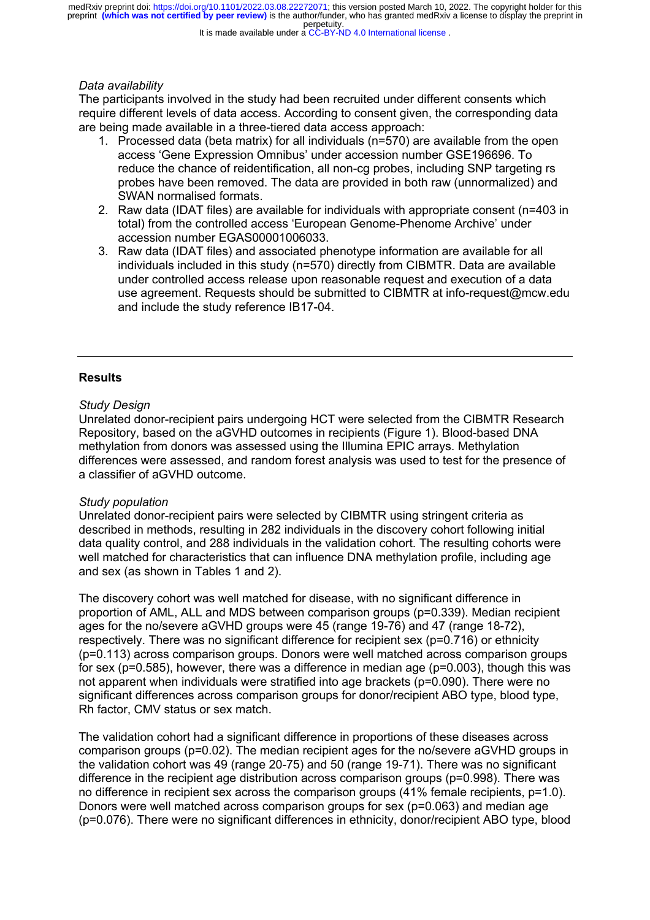*Data availability*

The participants involved in the study had been recruited under different consents which require different levels of data access. According to consent given, the corresponding data are being made available in a three-tiered data access approach:

1. Processed data (beta matrix) for all individuals (n=570) are available from the open access 'Gene Expression Omnibus' under accession number GSE196696. To reduce the chance of reidentification, all non-cg probes, including SNP targeting rs probes have been removed. The data are provided in both raw (unnormalized) and SWAN normalised formats.
2. Raw data (IDAT files) are available for individuals with appropriate consent (n=403 in total) from the controlled access 'European Genome-Phenome Archive' under accession number EGAS00001006033.
3. Raw data (IDAT files) and associated phenotype information are available for all individuals included in this study (n=570) directly from CIBMTR. Data are available under controlled access release upon reasonable request and execution of a data use agreement. Requests should be submitted to CIBMTR at info-request@mcw.edu and include the study reference IB17-04.

---

## Results

*Study Design*

Unrelated donor-recipient pairs undergoing HCT were selected from the CIBMTR Research Repository, based on the aGVHD outcomes in recipients (Figure 1). Blood-based DNA methylation from donors was assessed using the Illumina EPIC arrays. Methylation differences were assessed, and random forest analysis was used to test for the presence of a classifier of aGVHD outcome.

*Study population*

Unrelated donor-recipient pairs were selected by CIBMTR using stringent criteria as described in methods, resulting in 282 individuals in the discovery cohort following initial data quality control, and 288 individuals in the validation cohort. The resulting cohorts were well matched for characteristics that can influence DNA methylation profile, including age and sex (as shown in Tables 1 and 2).

The discovery cohort was well matched for disease, with no significant difference in proportion of AML, ALL and MDS between comparison groups (p=0.339). Median recipient ages for the no/severe aGVHD groups were 45 (range 19-76) and 47 (range 18-72), respectively. There was no significant difference for recipient sex (p=0.716) or ethnicity (p=0.113) across comparison groups. Donors were well matched across comparison groups for sex (p=0.585), however, there was a difference in median age (p=0.003), though this was not apparent when individuals were stratified into age brackets (p=0.090). There were no significant differences across comparison groups for donor/recipient ABO type, blood type, Rh factor, CMV status or sex match.

The validation cohort had a significant difference in proportions of these diseases across comparison groups (p=0.02). The median recipient ages for the no/severe aGVHD groups in the validation cohort was 49 (range 20-75) and 50 (range 19-71). There was no significant difference in the recipient age distribution across comparison groups (p=0.998). There was no difference in recipient sex across the comparison groups (41% female recipients, p=1.0). Donors were well matched across comparison groups for sex (p=0.063) and median age (p=0.076). There were no significant differences in ethnicity, donor/recipient ABO type, blood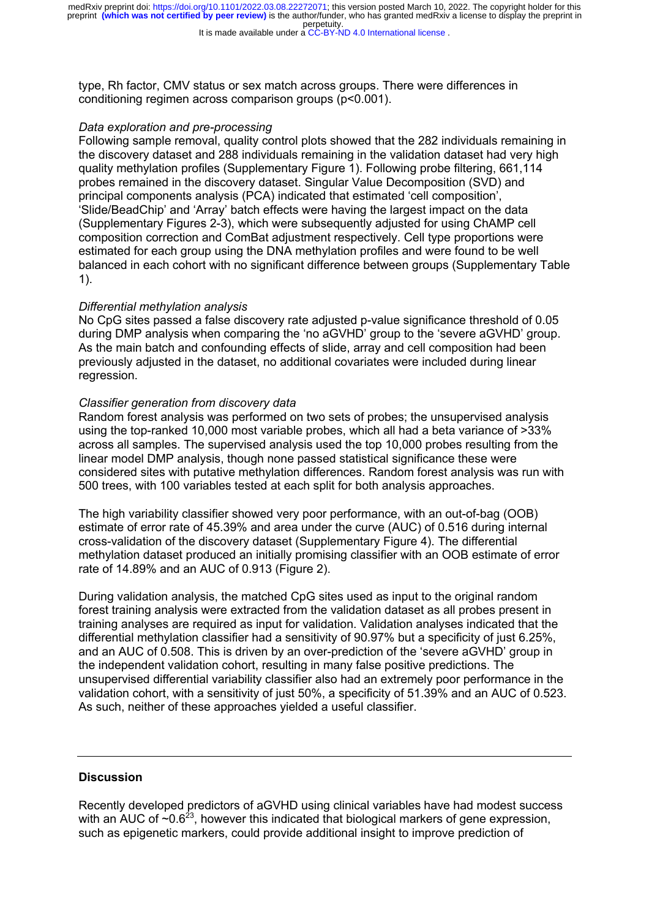type, Rh factor, CMV status or sex match across groups. There were differences in conditioning regimen across comparison groups (p<0.001).

*Data exploration and pre-processing*

Following sample removal, quality control plots showed that the 282 individuals remaining in the discovery dataset and 288 individuals remaining in the validation dataset had very high quality methylation profiles (Supplementary Figure 1). Following probe filtering, 661,114 probes remained in the discovery dataset. Singular Value Decomposition (SVD) and principal components analysis (PCA) indicated that estimated 'cell composition', 'Slide/BeadChip' and 'Array' batch effects were having the largest impact on the data (Supplementary Figures 2-3), which were subsequently adjusted for using ChAMP cell composition correction and ComBat adjustment respectively. Cell type proportions were estimated for each group using the DNA methylation profiles and were found to be well balanced in each cohort with no significant difference between groups (Supplementary Table 1).

*Differential methylation analysis*

No CpG sites passed a false discovery rate adjusted p-value significance threshold of 0.05 during DMP analysis when comparing the 'no aGVHD' group to the 'severe aGVHD' group. As the main batch and confounding effects of slide, array and cell composition had been previously adjusted in the dataset, no additional covariates were included during linear regression.

*Classifier generation from discovery data*

Random forest analysis was performed on two sets of probes; the unsupervised analysis using the top-ranked 10,000 most variable probes, which all had a beta variance of >33% across all samples. The supervised analysis used the top 10,000 probes resulting from the linear model DMP analysis, though none passed statistical significance these were considered sites with putative methylation differences. Random forest analysis was run with 500 trees, with 100 variables tested at each split for both analysis approaches.

The high variability classifier showed very poor performance, with an out-of-bag (OOB) estimate of error rate of 45.39% and area under the curve (AUC) of 0.516 during internal cross-validation of the discovery dataset (Supplementary Figure 4). The differential methylation dataset produced an initially promising classifier with an OOB estimate of error rate of 14.89% and an AUC of 0.913 (Figure 2).

During validation analysis, the matched CpG sites used as input to the original random forest training analysis were extracted from the validation dataset as all probes present in training analyses are required as input for validation. Validation analyses indicated that the differential methylation classifier had a sensitivity of 90.97% but a specificity of just 6.25%, and an AUC of 0.508. This is driven by an over-prediction of the 'severe aGVHD' group in the independent validation cohort, resulting in many false positive predictions. The unsupervised differential variability classifier also had an extremely poor performance in the validation cohort, with a sensitivity of just 50%, a specificity of 51.39% and an AUC of 0.523. As such, neither of these approaches yielded a useful classifier.

---

## Discussion

Recently developed predictors of aGVHD using clinical variables have had modest success with an AUC of ~0.6[23], however this indicated that biological markers of gene expression, such as epigenetic markers, could provide additional insight to improve prediction of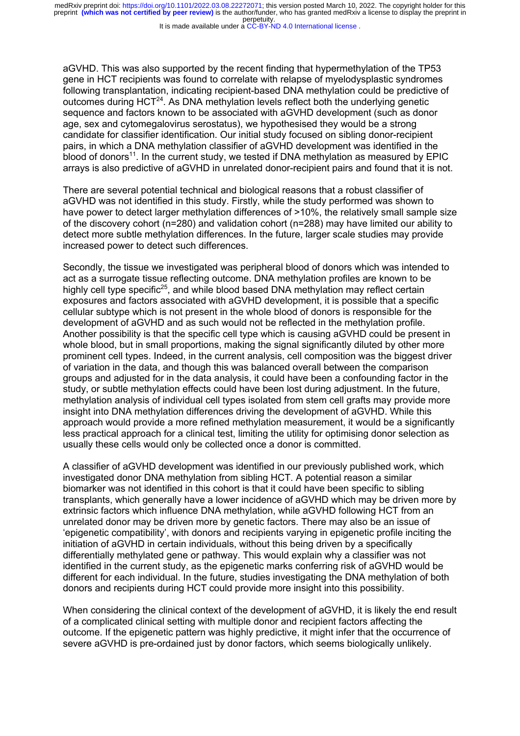aGVHD. This was also supported by the recent finding that hypermethylation of the TP53 gene in HCT recipients was found to correlate with relapse of myelodysplastic syndromes following transplantation, indicating recipient-based DNA methylation could be predictive of outcomes during HCT[24]. As DNA methylation levels reflect both the underlying genetic sequence and factors known to be associated with aGVHD development (such as donor age, sex and cytomegalovirus serostatus), we hypothesised they would be a strong candidate for classifier identification. Our initial study focused on sibling donor-recipient pairs, in which a DNA methylation classifier of aGVHD development was identified in the blood of donors[11]. In the current study, we tested if DNA methylation as measured by EPIC arrays is also predictive of aGVHD in unrelated donor-recipient pairs and found that it is not.

There are several potential technical and biological reasons that a robust classifier of aGVHD was not identified in this study. Firstly, while the study performed was shown to have power to detect larger methylation differences of >10%, the relatively small sample size of the discovery cohort (n=280) and validation cohort (n=288) may have limited our ability to detect more subtle methylation differences. In the future, larger scale studies may provide increased power to detect such differences.

Secondly, the tissue we investigated was peripheral blood of donors which was intended to act as a surrogate tissue reflecting outcome. DNA methylation profiles are known to be highly cell type specific[25], and while blood based DNA methylation may reflect certain exposures and factors associated with aGVHD development, it is possible that a specific cellular subtype which is not present in the whole blood of donors is responsible for the development of aGVHD and as such would not be reflected in the methylation profile. Another possibility is that the specific cell type which is causing aGVHD could be present in whole blood, but in small proportions, making the signal significantly diluted by other more prominent cell types. Indeed, in the current analysis, cell composition was the biggest driver of variation in the data, and though this was balanced overall between the comparison groups and adjusted for in the data analysis, it could have been a confounding factor in the study, or subtle methylation effects could have been lost during adjustment. In the future, methylation analysis of individual cell types isolated from stem cell grafts may provide more insight into DNA methylation differences driving the development of aGVHD. While this approach would provide a more refined methylation measurement, it would be a significantly less practical approach for a clinical test, limiting the utility for optimising donor selection as usually these cells would only be collected once a donor is committed.

A classifier of aGVHD development was identified in our previously published work, which investigated donor DNA methylation from sibling HCT. A potential reason a similar biomarker was not identified in this cohort is that it could have been specific to sibling transplants, which generally have a lower incidence of aGVHD which may be driven more by extrinsic factors which influence DNA methylation, while aGVHD following HCT from an unrelated donor may be driven more by genetic factors. There may also be an issue of 'epigenetic compatibility', with donors and recipients varying in epigenetic profile inciting the initiation of aGVHD in certain individuals, without this being driven by a specifically differentially methylated gene or pathway. This would explain why a classifier was not identified in the current study, as the epigenetic marks conferring risk of aGVHD would be different for each individual. In the future, studies investigating the DNA methylation of both donors and recipients during HCT could provide more insight into this possibility.

When considering the clinical context of the development of aGVHD, it is likely the end result of a complicated clinical setting with multiple donor and recipient factors affecting the outcome. If the epigenetic pattern was highly predictive, it might infer that the occurrence of severe aGVHD is pre-ordained just by donor factors, which seems biologically unlikely.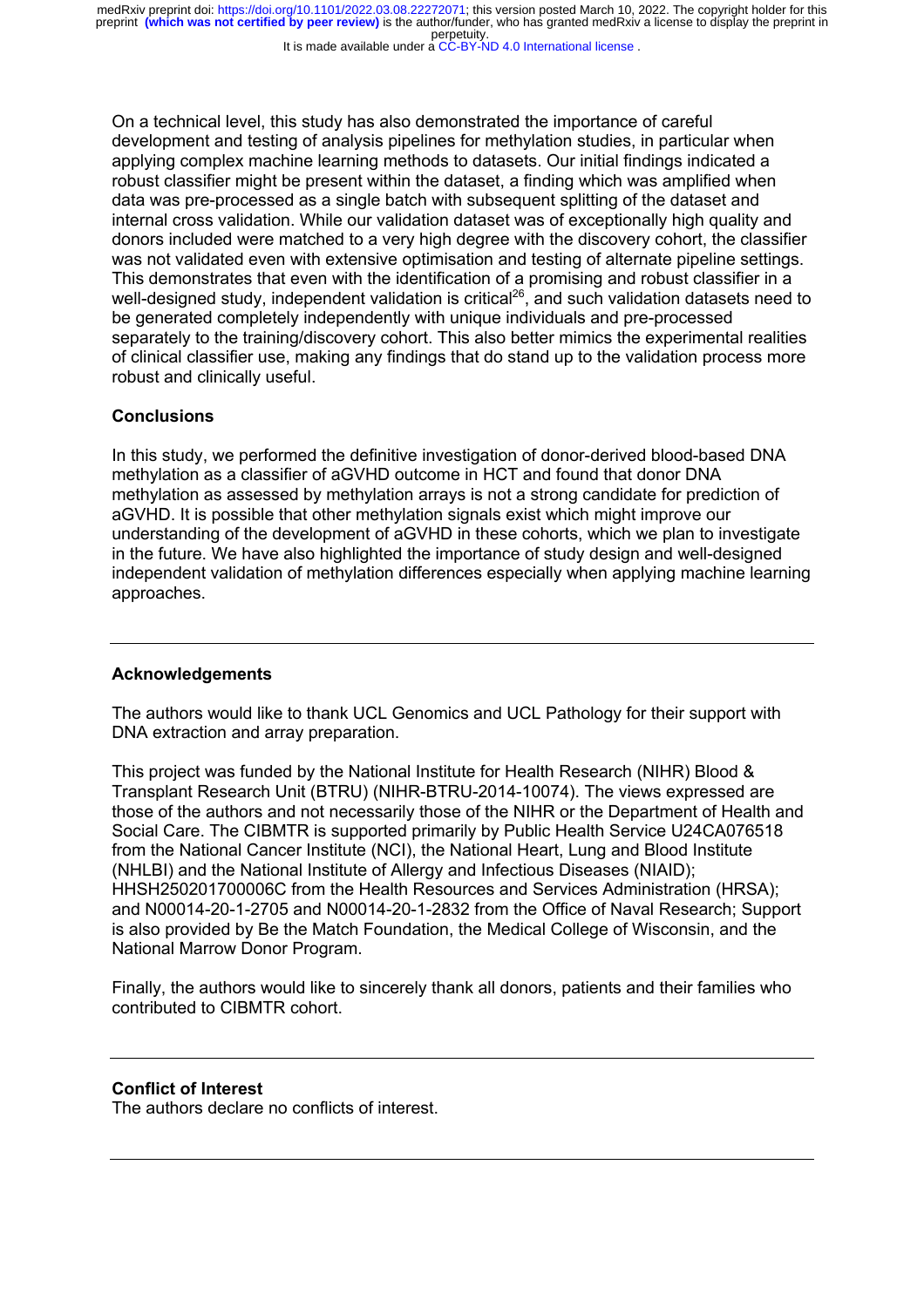On a technical level, this study has also demonstrated the importance of careful development and testing of analysis pipelines for methylation studies, in particular when applying complex machine learning methods to datasets. Our initial findings indicated a robust classifier might be present within the dataset, a finding which was amplified when data was pre-processed as a single batch with subsequent splitting of the dataset and internal cross validation. While our validation dataset was of exceptionally high quality and donors included were matched to a very high degree with the discovery cohort, the classifier was not validated even with extensive optimisation and testing of alternate pipeline settings. This demonstrates that even with the identification of a promising and robust classifier in a well-designed study, independent validation is critical[26], and such validation datasets need to be generated completely independently with unique individuals and pre-processed separately to the training/discovery cohort. This also better mimics the experimental realities of clinical classifier use, making any findings that do stand up to the validation process more robust and clinically useful.

### Conclusions

In this study, we performed the definitive investigation of donor-derived blood-based DNA methylation as a classifier of aGVHD outcome in HCT and found that donor DNA methylation as assessed by methylation arrays is not a strong candidate for prediction of aGVHD. It is possible that other methylation signals exist which might improve our understanding of the development of aGVHD in these cohorts, which we plan to investigate in the future. We have also highlighted the importance of study design and well-designed independent validation of methylation differences especially when applying machine learning approaches.

---

### Acknowledgements

The authors would like to thank UCL Genomics and UCL Pathology for their support with DNA extraction and array preparation.

This project was funded by the National Institute for Health Research (NIHR) Blood & Transplant Research Unit (BTRU) (NIHR-BTRU-2014-10074). The views expressed are those of the authors and not necessarily those of the NIHR or the Department of Health and Social Care. The CIBMTR is supported primarily by Public Health Service U24CA076518 from the National Cancer Institute (NCI), the National Heart, Lung and Blood Institute (NHLBI) and the National Institute of Allergy and Infectious Diseases (NIAID); HHSH250201700006C from the Health Resources and Services Administration (HRSA); and N00014-20-1-2705 and N00014-20-1-2832 from the Office of Naval Research; Support is also provided by Be the Match Foundation, the Medical College of Wisconsin, and the National Marrow Donor Program.

Finally, the authors would like to sincerely thank all donors, patients and their families who contributed to CIBMTR cohort.

---

### Conflict of Interest

The authors declare no conflicts of interest.

---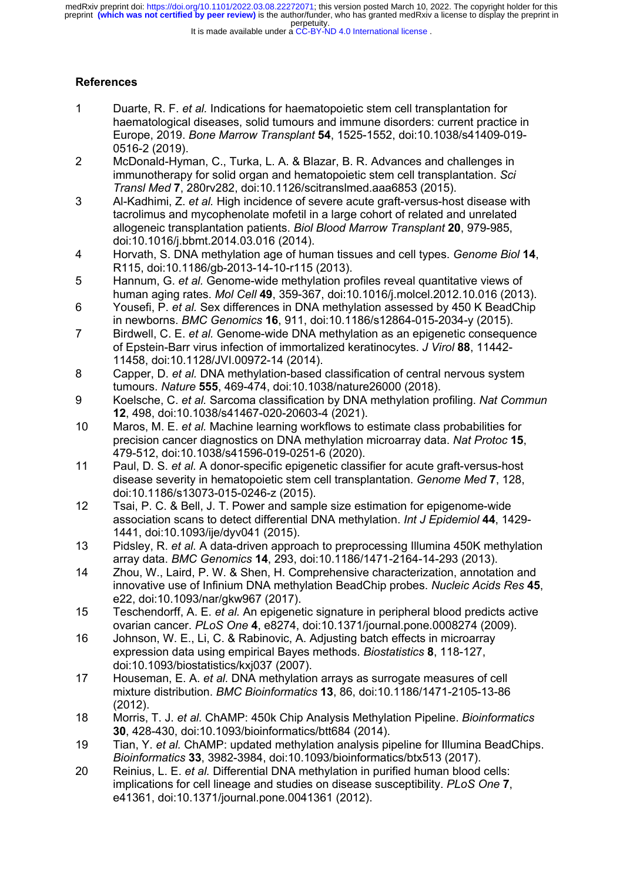## References

1. Duarte, R. F. *et al.* Indications for haematopoietic stem cell transplantation for haematological diseases, solid tumours and immune disorders: current practice in Europe, 2019. *Bone Marrow Transplant* **54**, 1525-1552, doi:10.1038/s41409-019-0516-2 (2019).
2. McDonald-Hyman, C., Turka, L. A. & Blazar, B. R. Advances and challenges in immunotherapy for solid organ and hematopoietic stem cell transplantation. *Sci Transl Med* **7**, 280rv282, doi:10.1126/scitranslmed.aaa6853 (2015).
3. Al-Kadhimi, Z. *et al.* High incidence of severe acute graft-versus-host disease with tacrolimus and mycophenolate mofetil in a large cohort of related and unrelated allogeneic transplantation patients. *Biol Blood Marrow Transplant* **20**, 979-985, doi:10.1016/j.bbmt.2014.03.016 (2014).
4. Horvath, S. DNA methylation age of human tissues and cell types. *Genome Biol* **14**, R115, doi:10.1186/gb-2013-14-10-r115 (2013).
5. Hannum, G. *et al.* Genome-wide methylation profiles reveal quantitative views of human aging rates. *Mol Cell* **49**, 359-367, doi:10.1016/j.molcel.2012.10.016 (2013).
6. Yousefi, P. *et al.* Sex differences in DNA methylation assessed by 450 K BeadChip in newborns. *BMC Genomics* **16**, 911, doi:10.1186/s12864-015-2034-y (2015).
7. Birdwell, C. E. *et al.* Genome-wide DNA methylation as an epigenetic consequence of Epstein-Barr virus infection of immortalized keratinocytes. *J Virol* **88**, 11442-11458, doi:10.1128/JVI.00972-14 (2014).
8. Capper, D. *et al.* DNA methylation-based classification of central nervous system tumours. *Nature* **555**, 469-474, doi:10.1038/nature26000 (2018).
9. Koelsche, C. *et al.* Sarcoma classification by DNA methylation profiling. *Nat Commun* **12**, 498, doi:10.1038/s41467-020-20603-4 (2021).
10. Maros, M. E. *et al.* Machine learning workflows to estimate class probabilities for precision cancer diagnostics on DNA methylation microarray data. *Nat Protoc* **15**, 479-512, doi:10.1038/s41596-019-0251-6 (2020).
11. Paul, D. S. *et al.* A donor-specific epigenetic classifier for acute graft-versus-host disease severity in hematopoietic stem cell transplantation. *Genome Med* **7**, 128, doi:10.1186/s13073-015-0246-z (2015).
12. Tsai, P. C. & Bell, J. T. Power and sample size estimation for epigenome-wide association scans to detect differential DNA methylation. *Int J Epidemiol* **44**, 1429-1441, doi:10.1093/ije/dyv041 (2015).
13. Pidsley, R. *et al.* A data-driven approach to preprocessing Illumina 450K methylation array data. *BMC Genomics* **14**, 293, doi:10.1186/1471-2164-14-293 (2013).
14. Zhou, W., Laird, P. W. & Shen, H. Comprehensive characterization, annotation and innovative use of Infinium DNA methylation BeadChip probes. *Nucleic Acids Res* **45**, e22, doi:10.1093/nar/gkw967 (2017).
15. Teschendorff, A. E. *et al.* An epigenetic signature in peripheral blood predicts active ovarian cancer. *PLoS One* **4**, e8274, doi:10.1371/journal.pone.0008274 (2009).
16. Johnson, W. E., Li, C. & Rabinovic, A. Adjusting batch effects in microarray expression data using empirical Bayes methods. *Biostatistics* **8**, 118-127, doi:10.1093/biostatistics/kxj037 (2007).
17. Houseman, E. A. *et al.* DNA methylation arrays as surrogate measures of cell mixture distribution. *BMC Bioinformatics* **13**, 86, doi:10.1186/1471-2105-13-86 (2012).
18. Morris, T. J. *et al.* ChAMP: 450k Chip Analysis Methylation Pipeline. *Bioinformatics* **30**, 428-430, doi:10.1093/bioinformatics/btt684 (2014).
19. Tian, Y. *et al.* ChAMP: updated methylation analysis pipeline for Illumina BeadChips. *Bioinformatics* **33**, 3982-3984, doi:10.1093/bioinformatics/btx513 (2017).
20. Reinius, L. E. *et al.* Differential DNA methylation in purified human blood cells: implications for cell lineage and studies on disease susceptibility. *PLoS One* **7**, e41361, doi:10.1371/journal.pone.0041361 (2012).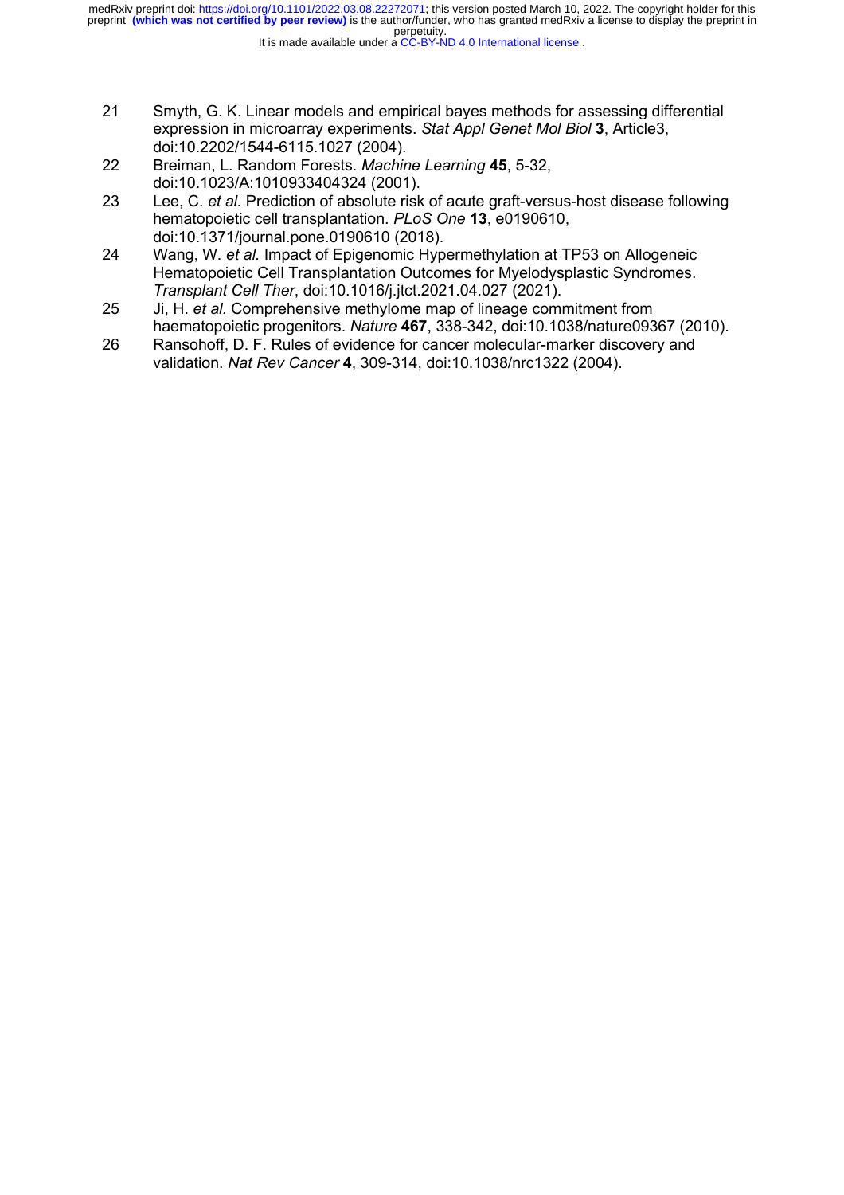21 Smyth, G. K. Linear models and empirical bayes methods for assessing differential expression in microarray experiments. *Stat Appl Genet Mol Biol* **3**, Article3, doi:10.2202/1544-6115.1027 (2004).

22 Breiman, L. Random Forests. *Machine Learning* **45**, 5-32, doi:10.1023/A:1010933404324 (2001).

23 Lee, C. *et al.* Prediction of absolute risk of acute graft-versus-host disease following hematopoietic cell transplantation. *PLoS One* **13**, e0190610, doi:10.1371/journal.pone.0190610 (2018).

24 Wang, W. *et al.* Impact of Epigenomic Hypermethylation at TP53 on Allogeneic Hematopoietic Cell Transplantation Outcomes for Myelodysplastic Syndromes. *Transplant Cell Ther*, doi:10.1016/j.jtct.2021.04.027 (2021).

25 Ji, H. *et al.* Comprehensive methylome map of lineage commitment from haematopoietic progenitors. *Nature* **467**, 338-342, doi:10.1038/nature09367 (2010).

26 Ransohoff, D. F. Rules of evidence for cancer molecular-marker discovery and validation. *Nat Rev Cancer* **4**, 309-314, doi:10.1038/nrc1322 (2004).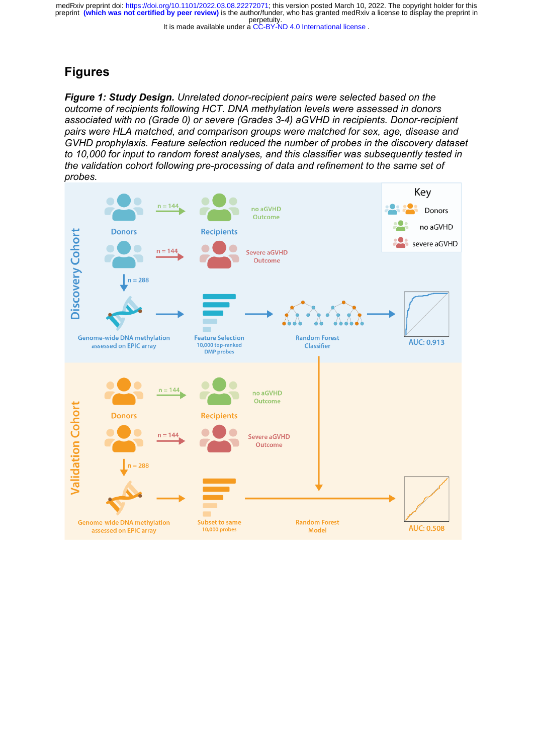# Figures

***Figure 1: Study Design.*** *Unrelated donor-recipient pairs were selected based on the outcome of recipients following HCT. DNA methylation levels were assessed in donors associated with no (Grade 0) or severe (Grades 3-4) aGVHD in recipients. Donor-recipient pairs were HLA matched, and comparison groups were matched for sex, age, disease and GVHD prophylaxis. Feature selection reduced the number of probes in the discovery dataset to 10,000 for input to random forest analyses, and this classifier was subsequently tested in the validation cohort following pre-processing of data and refinement to the same set of probes.*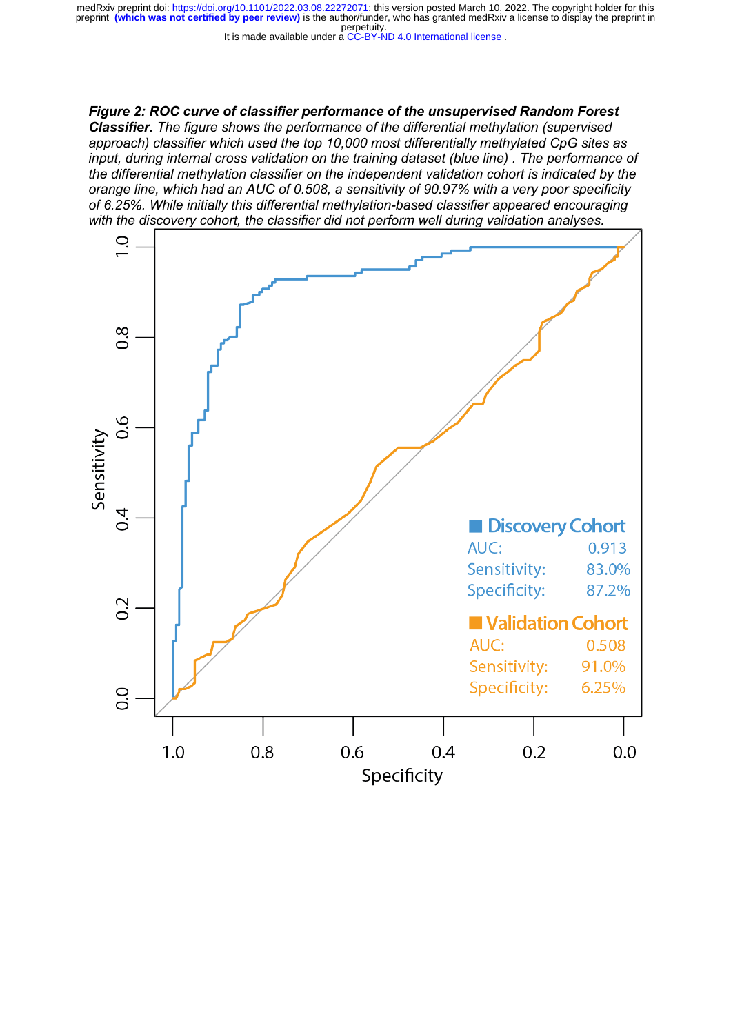***Figure 2: ROC curve of classifier performance of the unsupervised Random Forest Classifier.*** *The figure shows the performance of the differential methylation (supervised approach) classifier which used the top 10,000 most differentially methylated CpG sites as input, during internal cross validation on the training dataset (blue line) . The performance of the differential methylation classifier on the independent validation cohort is indicated by the orange line, which had an AUC of 0.508, a sensitivity of 90.97% with a very poor specificity of 6.25%. While initially this differential methylation-based classifier appeared encouraging with the discovery cohort, the classifier did not perform well during validation analyses.*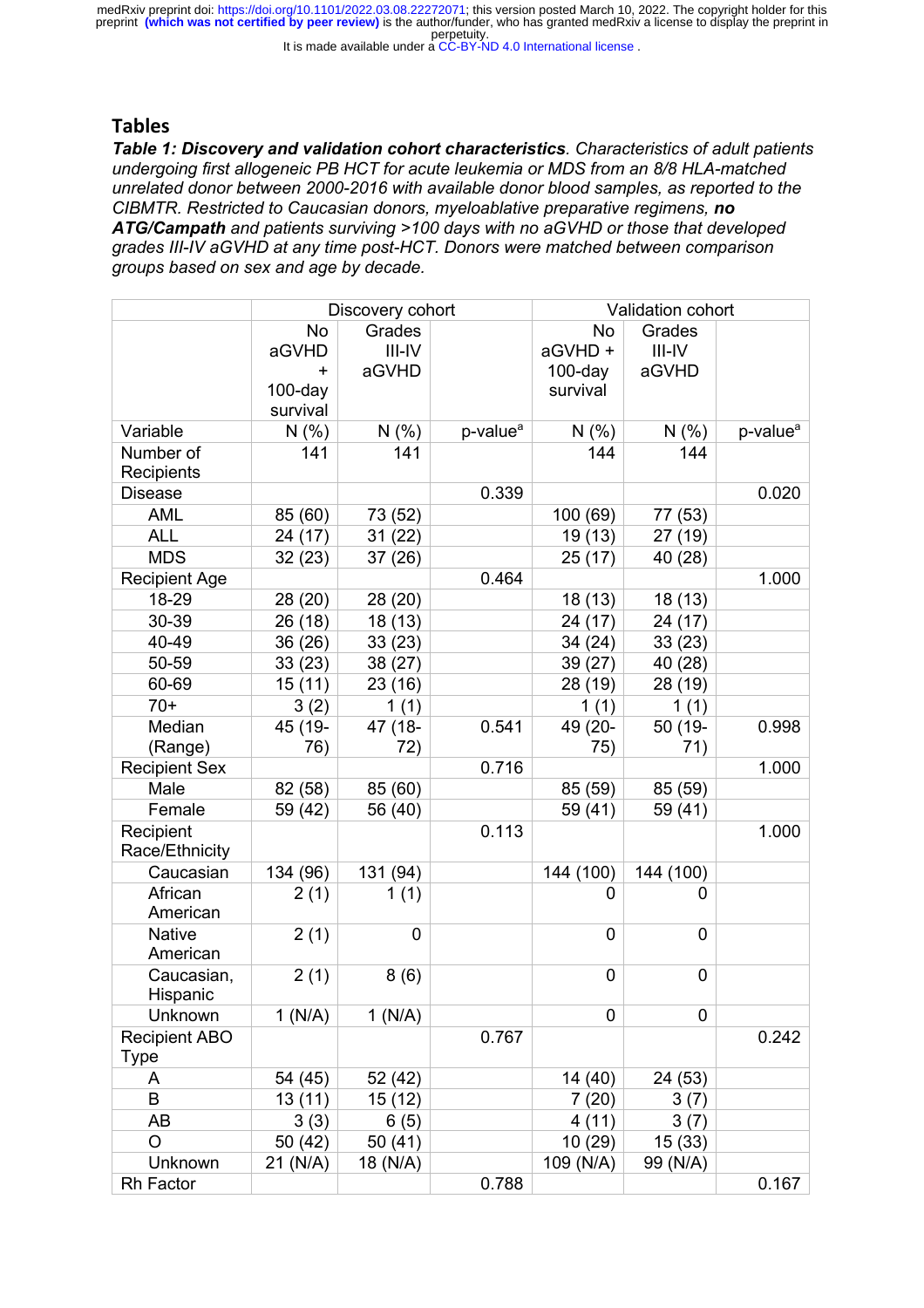## Tables

***Table 1: Discovery and validation cohort characteristics****. Characteristics of adult patients undergoing first allogeneic PB HCT for acute leukemia or MDS from an 8/8 HLA-matched unrelated donor between 2000-2016 with available donor blood samples, as reported to the CIBMTR. Restricted to Caucasian donors, myeloablative preparative regimens,* ***no ATG/Campath*** *and patients surviving >100 days with no aGVHD or those that developed grades III-IV aGVHD at any time post-HCT. Donors were matched between comparison groups based on sex and age by decade.*

| | Discovery cohort | | | Validation cohort | | |
|---|---|---|---|---|---|---|
| | No aGVHD + 100-day survival | Grades III-IV aGVHD | | No aGVHD + 100-day survival | Grades III-IV aGVHD | |
| Variable | N (%) | N (%) | p-value[a] | N (%) | N (%) | p-value[a] |
| Number of Recipients | 141 | 141 | | 144 | 144 | |
| Disease | | | 0.339 | | | 0.020 |
| AML | 85 (60) | 73 (52) | | 100 (69) | 77 (53) | |
| ALL | 24 (17) | 31 (22) | | 19 (13) | 27 (19) | |
| MDS | 32 (23) | 37 (26) | | 25 (17) | 40 (28) | |
| Recipient Age | | | 0.464 | | | 1.000 |
| 18-29 | 28 (20) | 28 (20) | | 18 (13) | 18 (13) | |
| 30-39 | 26 (18) | 18 (13) | | 24 (17) | 24 (17) | |
| 40-49 | 36 (26) | 33 (23) | | 34 (24) | 33 (23) | |
| 50-59 | 33 (23) | 38 (27) | | 39 (27) | 40 (28) | |
| 60-69 | 15 (11) | 23 (16) | | 28 (19) | 28 (19) | |
| 70+ | 3 (2) | 1 (1) | | 1 (1) | 1 (1) | |
| Median (Range) | 45 (19-76) | 47 (18-72) | 0.541 | 49 (20-75) | 50 (19-71) | 0.998 |
| Recipient Sex | | | 0.716 | | | 1.000 |
| Male | 82 (58) | 85 (60) | | 85 (59) | 85 (59) | |
| Female | 59 (42) | 56 (40) | | 59 (41) | 59 (41) | |
| Recipient Race/Ethnicity | | | 0.113 | | | 1.000 |
| Caucasian | 134 (96) | 131 (94) | | 144 (100) | 144 (100) | |
| African American | 2 (1) | 1 (1) | | 0 | 0 | |
| Native American | 2 (1) | 0 | | 0 | 0 | |
| Caucasian, Hispanic | 2 (1) | 8 (6) | | 0 | 0 | |
| Unknown | 1 (N/A) | 1 (N/A) | | 0 | 0 | |
| Recipient ABO Type | | | 0.767 | | | 0.242 |
| A | 54 (45) | 52 (42) | | 14 (40) | 24 (53) | |
| B | 13 (11) | 15 (12) | | 7 (20) | 3 (7) | |
| AB | 3 (3) | 6 (5) | | 4 (11) | 3 (7) | |
| O | 50 (42) | 50 (41) | | 10 (29) | 15 (33) | |
| Unknown | 21 (N/A) | 18 (N/A) | | 109 (N/A) | 99 (N/A) | |
| Rh Factor | | | 0.788 | | | 0.167 |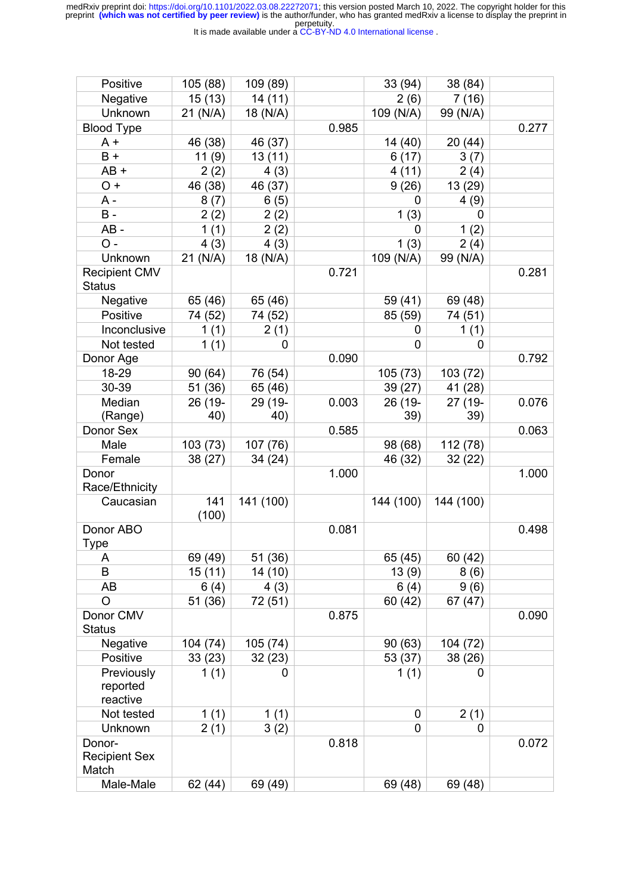| | | | | | | |
|---|---|---|---|---|---|---|
| Positive | 105 (88) | 109 (89) | | 33 (94) | 38 (84) | |
| Negative | 15 (13) | 14 (11) | | 2 (6) | 7 (16) | |
| Unknown | 21 (N/A) | 18 (N/A) | | 109 (N/A) | 99 (N/A) | |
| Blood Type | | | 0.985 | | | 0.277 |
| A + | 46 (38) | 46 (37) | | 14 (40) | 20 (44) | |
| B + | 11 (9) | 13 (11) | | 6 (17) | 3 (7) | |
| AB + | 2 (2) | 4 (3) | | 4 (11) | 2 (4) | |
| O + | 46 (38) | 46 (37) | | 9 (26) | 13 (29) | |
| A - | 8 (7) | 6 (5) | | 0 | 4 (9) | |
| B - | 2 (2) | 2 (2) | | 1 (3) | 0 | |
| AB - | 1 (1) | 2 (2) | | 0 | 1 (2) | |
| O - | 4 (3) | 4 (3) | | 1 (3) | 2 (4) | |
| Unknown | 21 (N/A) | 18 (N/A) | | 109 (N/A) | 99 (N/A) | |
| Recipient CMV Status | | | 0.721 | | | 0.281 |
| Negative | 65 (46) | 65 (46) | | 59 (41) | 69 (48) | |
| Positive | 74 (52) | 74 (52) | | 85 (59) | 74 (51) | |
| Inconclusive | 1 (1) | 2 (1) | | 0 | 1 (1) | |
| Not tested | 1 (1) | 0 | | 0 | 0 | |
| Donor Age | | | 0.090 | | | 0.792 |
| 18-29 | 90 (64) | 76 (54) | | 105 (73) | 103 (72) | |
| 30-39 | 51 (36) | 65 (46) | | 39 (27) | 41 (28) | |
| Median (Range) | 26 (19-40) | 29 (19-40) | 0.003 | 26 (19-39) | 27 (19-39) | 0.076 |
| Donor Sex | | | 0.585 | | | 0.063 |
| Male | 103 (73) | 107 (76) | | 98 (68) | 112 (78) | |
| Female | 38 (27) | 34 (24) | | 46 (32) | 32 (22) | |
| Donor Race/Ethnicity | | | 1.000 | | | 1.000 |
| Caucasian | 141 (100) | 141 (100) | | 144 (100) | 144 (100) | |
| Donor ABO Type | | | 0.081 | | | 0.498 |
| A | 69 (49) | 51 (36) | | 65 (45) | 60 (42) | |
| B | 15 (11) | 14 (10) | | 13 (9) | 8 (6) | |
| AB | 6 (4) | 4 (3) | | 6 (4) | 9 (6) | |
| O | 51 (36) | 72 (51) | | 60 (42) | 67 (47) | |
| Donor CMV Status | | | 0.875 | | | 0.090 |
| Negative | 104 (74) | 105 (74) | | 90 (63) | 104 (72) | |
| Positive | 33 (23) | 32 (23) | | 53 (37) | 38 (26) | |
| Previously reported reactive | 1 (1) | 0 | | 1 (1) | 0 | |
| Not tested | 1 (1) | 1 (1) | | 0 | 2 (1) | |
| Unknown | 2 (1) | 3 (2) | | 0 | 0 | |
| Donor-Recipient Sex Match | | | 0.818 | | | 0.072 |
| Male-Male | 62 (44) | 69 (49) | | 69 (48) | 69 (48) | |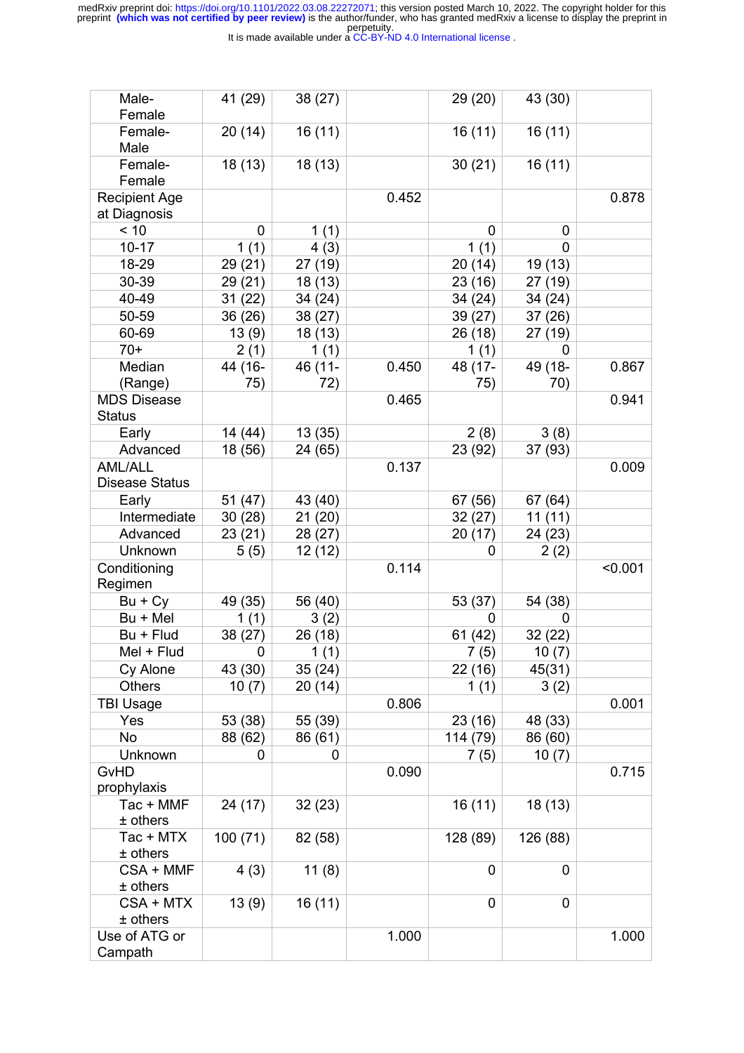| | | | | | | |
|---|---|---|---|---|---|---|
| Male-Female | 41 (29) | 38 (27) | | 29 (20) | 43 (30) | |
| Female-Male | 20 (14) | 16 (11) | | 16 (11) | 16 (11) | |
| Female-Female | 18 (13) | 18 (13) | | 30 (21) | 16 (11) | |
| Recipient Age at Diagnosis | | | 0.452 | | | 0.878 |
| < 10 | 0 | 1 (1) | | 0 | 0 | |
| 10-17 | 1 (1) | 4 (3) | | 1 (1) | 0 | |
| 18-29 | 29 (21) | 27 (19) | | 20 (14) | 19 (13) | |
| 30-39 | 29 (21) | 18 (13) | | 23 (16) | 27 (19) | |
| 40-49 | 31 (22) | 34 (24) | | 34 (24) | 34 (24) | |
| 50-59 | 36 (26) | 38 (27) | | 39 (27) | 37 (26) | |
| 60-69 | 13 (9) | 18 (13) | | 26 (18) | 27 (19) | |
| 70+ | 2 (1) | 1 (1) | | 1 (1) | 0 | |
| Median (Range) | 44 (16-75) | 46 (11-72) | 0.450 | 48 (17-75) | 49 (18-70) | 0.867 |
| MDS Disease Status | | | 0.465 | | | 0.941 |
| Early | 14 (44) | 13 (35) | | 2 (8) | 3 (8) | |
| Advanced | 18 (56) | 24 (65) | | 23 (92) | 37 (93) | |
| AML/ALL Disease Status | | | 0.137 | | | 0.009 |
| Early | 51 (47) | 43 (40) | | 67 (56) | 67 (64) | |
| Intermediate | 30 (28) | 21 (20) | | 32 (27) | 11 (11) | |
| Advanced | 23 (21) | 28 (27) | | 20 (17) | 24 (23) | |
| Unknown | 5 (5) | 12 (12) | | 0 | 2 (2) | |
| Conditioning Regimen | | | 0.114 | | | <0.001 |
| Bu + Cy | 49 (35) | 56 (40) | | 53 (37) | 54 (38) | |
| Bu + Mel | 1 (1) | 3 (2) | | 0 | 0 | |
| Bu + Flud | 38 (27) | 26 (18) | | 61 (42) | 32 (22) | |
| Mel + Flud | 0 | 1 (1) | | 7 (5) | 10 (7) | |
| Cy Alone | 43 (30) | 35 (24) | | 22 (16) | 45(31) | |
| Others | 10 (7) | 20 (14) | | 1 (1) | 3 (2) | |
| TBI Usage | | | 0.806 | | | 0.001 |
| Yes | 53 (38) | 55 (39) | | 23 (16) | 48 (33) | |
| No | 88 (62) | 86 (61) | | 114 (79) | 86 (60) | |
| Unknown | 0 | 0 | | 7 (5) | 10 (7) | |
| GvHD prophylaxis | | | 0.090 | | | 0.715 |
| Tac + MMF ± others | 24 (17) | 32 (23) | | 16 (11) | 18 (13) | |
| Tac + MTX ± others | 100 (71) | 82 (58) | | 128 (89) | 126 (88) | |
| CSA + MMF ± others | 4 (3) | 11 (8) | | 0 | 0 | |
| CSA + MTX ± others | 13 (9) | 16 (11) | | 0 | 0 | |
| Use of ATG or Campath | | | 1.000 | | | 1.000 |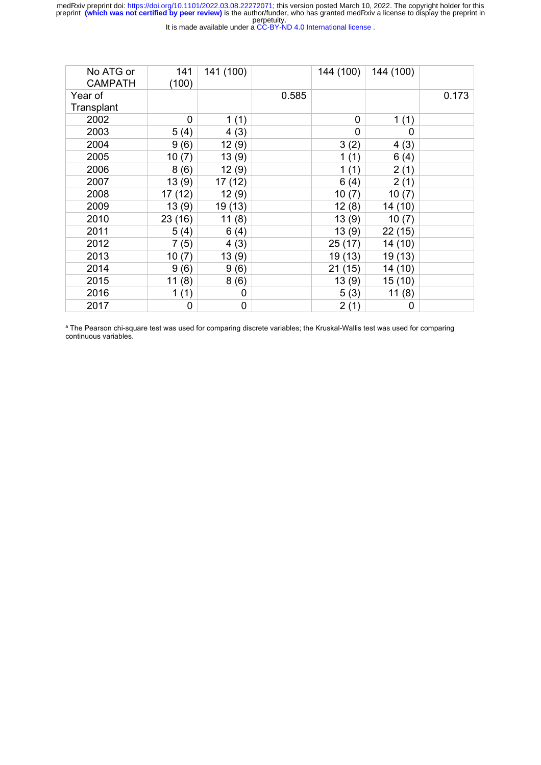| | | | | | | |
|---|---|---|---|---|---|---|
| No ATG or CAMPATH | 141 (100) | 141 (100) | | 144 (100) | 144 (100) | |
| Year of Transplant | | | 0.585 | | | 0.173 |
| 2002 | 0 | 1 (1) | | 0 | 1 (1) | |
| 2003 | 5 (4) | 4 (3) | | 0 | 0 | |
| 2004 | 9 (6) | 12 (9) | | 3 (2) | 4 (3) | |
| 2005 | 10 (7) | 13 (9) | | 1 (1) | 6 (4) | |
| 2006 | 8 (6) | 12 (9) | | 1 (1) | 2 (1) | |
| 2007 | 13 (9) | 17 (12) | | 6 (4) | 2 (1) | |
| 2008 | 17 (12) | 12 (9) | | 10 (7) | 10 (7) | |
| 2009 | 13 (9) | 19 (13) | | 12 (8) | 14 (10) | |
| 2010 | 23 (16) | 11 (8) | | 13 (9) | 10 (7) | |
| 2011 | 5 (4) | 6 (4) | | 13 (9) | 22 (15) | |
| 2012 | 7 (5) | 4 (3) | | 25 (17) | 14 (10) | |
| 2013 | 10 (7) | 13 (9) | | 19 (13) | 19 (13) | |
| 2014 | 9 (6) | 9 (6) | | 21 (15) | 14 (10) | |
| 2015 | 11 (8) | 8 (6) | | 13 (9) | 15 (10) | |
| 2016 | 1 (1) | 0 | | 5 (3) | 11 (8) | |
| 2017 | 0 | 0 | | 2 (1) | 0 | |

[a] The Pearson chi-square test was used for comparing discrete variables; the Kruskal-Wallis test was used for comparing continuous variables.